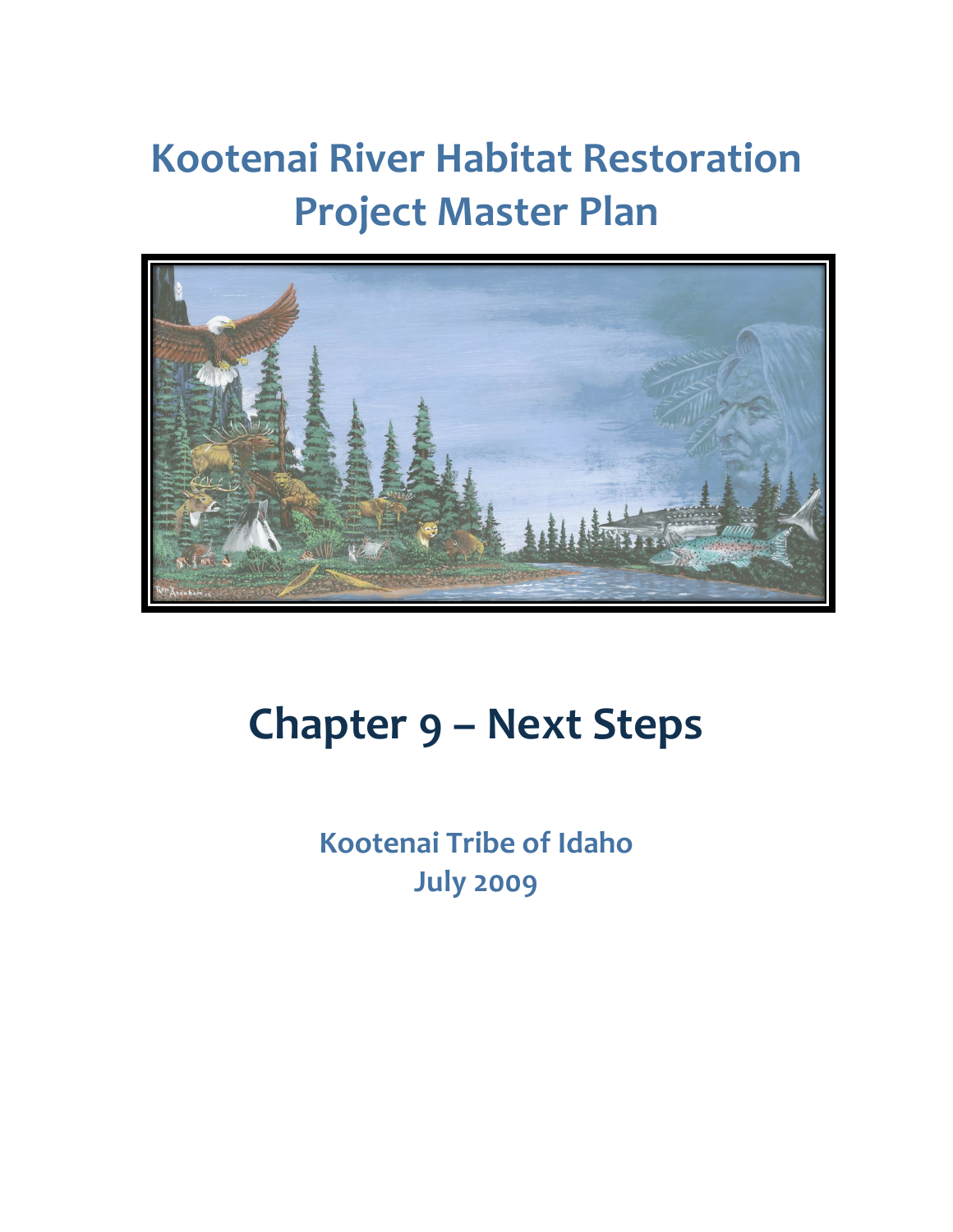# Kootenai River Habitat Restoration Project Master Plan

# Chapter 9 – Next Steps

**Kootenai Tribe of Idaho**
**July 2009**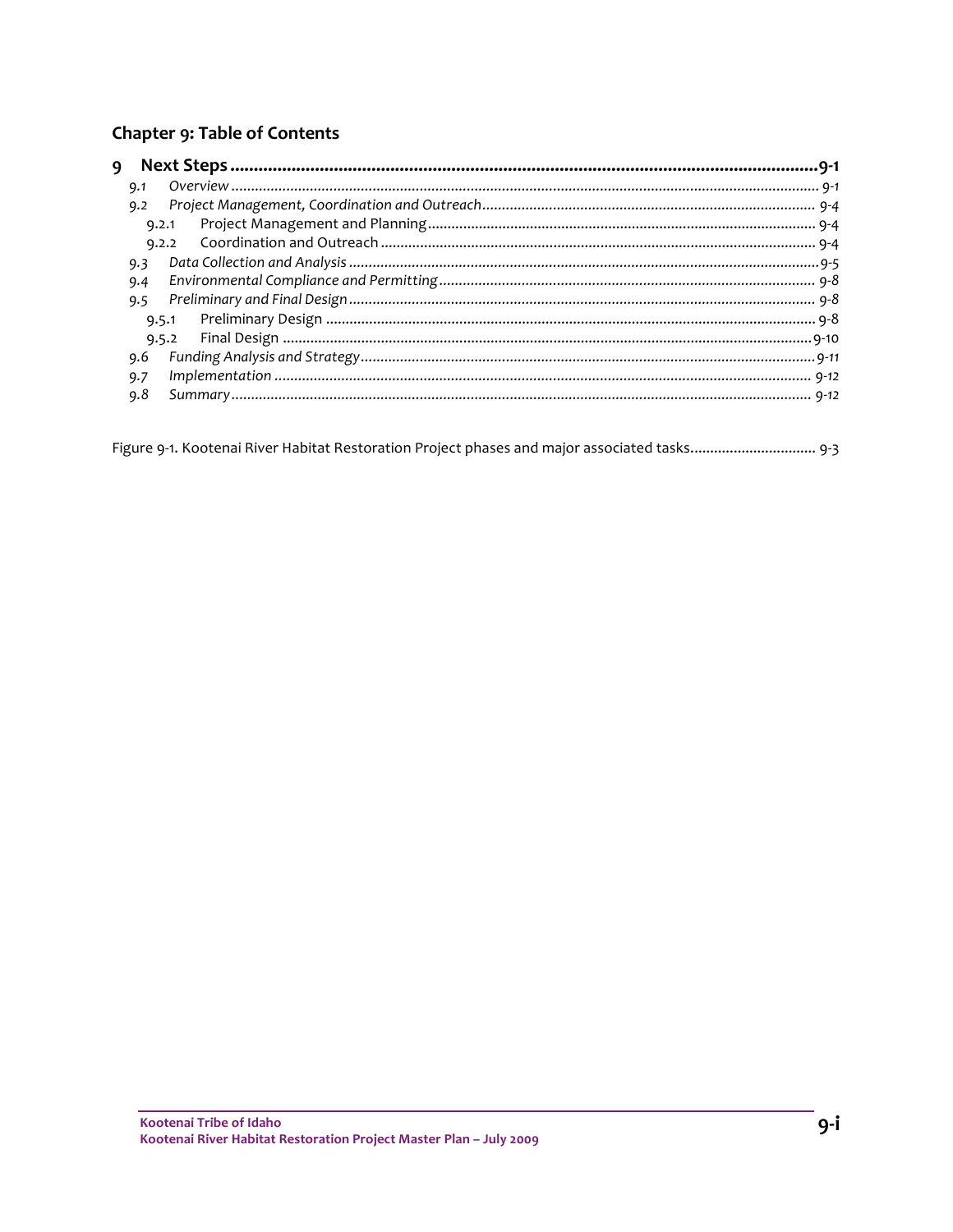## Chapter 9: Table of Contents

**9 Next Steps** .......... **9-1**

- *9.1 Overview* .......... *9-1*
- *9.2 Project Management, Coordination and Outreach* .......... *9-4*
  - 9.2.1 Project Management and Planning .......... 9-4
  - 9.2.2 Coordination and Outreach .......... 9-4
- *9.3 Data Collection and Analysis* .......... *9-5*
- *9.4 Environmental Compliance and Permitting* .......... *9-8*
- *9.5 Preliminary and Final Design* .......... *9-8*
  - 9.5.1 Preliminary Design .......... 9-8
  - 9.5.2 Final Design .......... 9-10
- *9.6 Funding Analysis and Strategy* .......... *9-11*
- *9.7 Implementation* .......... *9-12*
- *9.8 Summary* .......... *9-12*

Figure 9-1. Kootenai River Habitat Restoration Project phases and major associated tasks.......... 9-3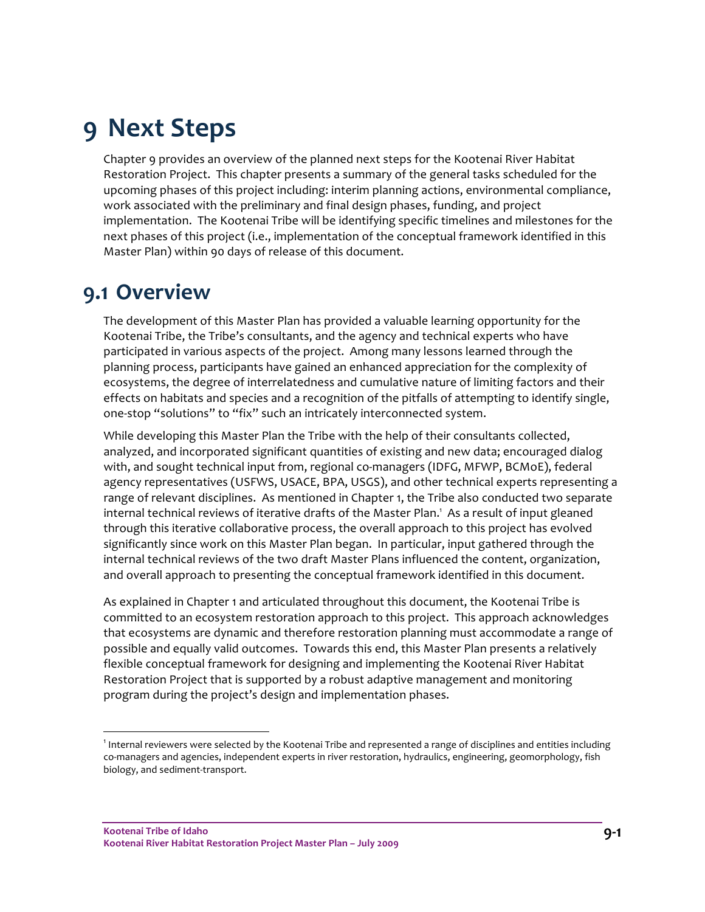# 9 Next Steps

Chapter 9 provides an overview of the planned next steps for the Kootenai River Habitat Restoration Project. This chapter presents a summary of the general tasks scheduled for the upcoming phases of this project including: interim planning actions, environmental compliance, work associated with the preliminary and final design phases, funding, and project implementation. The Kootenai Tribe will be identifying specific timelines and milestones for the next phases of this project (i.e., implementation of the conceptual framework identified in this Master Plan) within 90 days of release of this document.

## 9.1 Overview

The development of this Master Plan has provided a valuable learning opportunity for the Kootenai Tribe, the Tribe's consultants, and the agency and technical experts who have participated in various aspects of the project. Among many lessons learned through the planning process, participants have gained an enhanced appreciation for the complexity of ecosystems, the degree of interrelatedness and cumulative nature of limiting factors and their effects on habitats and species and a recognition of the pitfalls of attempting to identify single, one-stop "solutions" to "fix" such an intricately interconnected system.

While developing this Master Plan the Tribe with the help of their consultants collected, analyzed, and incorporated significant quantities of existing and new data; encouraged dialog with, and sought technical input from, regional co-managers (IDFG, MFWP, BCMoE), federal agency representatives (USFWS, USACE, BPA, USGS), and other technical experts representing a range of relevant disciplines. As mentioned in Chapter 1, the Tribe also conducted two separate internal technical reviews of iterative drafts of the Master Plan.[1] As a result of input gleaned through this iterative collaborative process, the overall approach to this project has evolved significantly since work on this Master Plan began. In particular, input gathered through the internal technical reviews of the two draft Master Plans influenced the content, organization, and overall approach to presenting the conceptual framework identified in this document.

As explained in Chapter 1 and articulated throughout this document, the Kootenai Tribe is committed to an ecosystem restoration approach to this project. This approach acknowledges that ecosystems are dynamic and therefore restoration planning must accommodate a range of possible and equally valid outcomes. Towards this end, this Master Plan presents a relatively flexible conceptual framework for designing and implementing the Kootenai River Habitat Restoration Project that is supported by a robust adaptive management and monitoring program during the project's design and implementation phases.

[1] Internal reviewers were selected by the Kootenai Tribe and represented a range of disciplines and entities including co-managers and agencies, independent experts in river restoration, hydraulics, engineering, geomorphology, fish biology, and sediment-transport.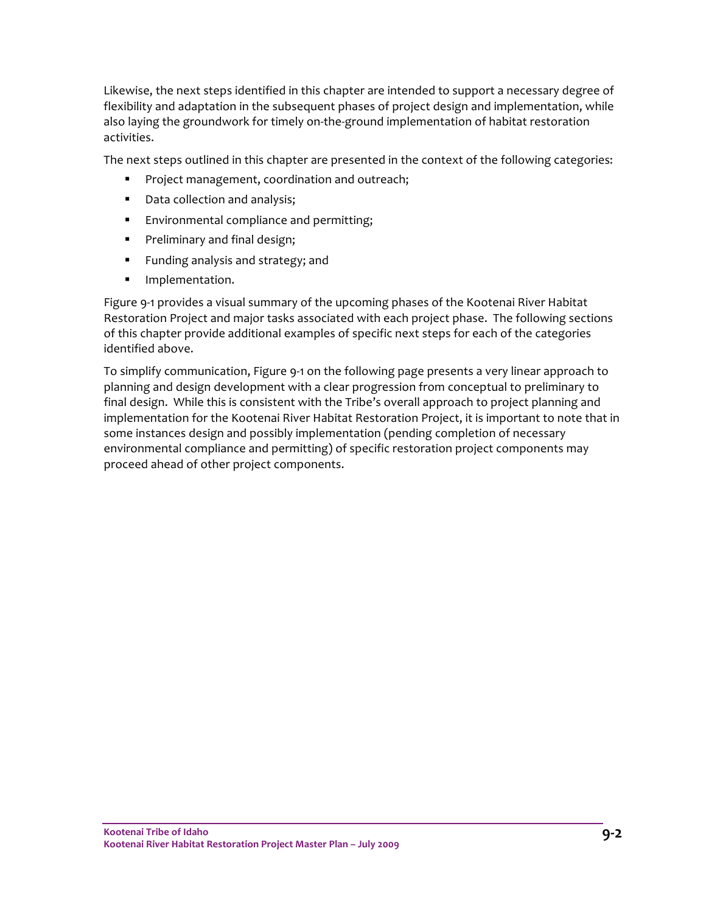Likewise, the next steps identified in this chapter are intended to support a necessary degree of flexibility and adaptation in the subsequent phases of project design and implementation, while also laying the groundwork for timely on-the-ground implementation of habitat restoration activities.

The next steps outlined in this chapter are presented in the context of the following categories:

- Project management, coordination and outreach;
- Data collection and analysis;
- Environmental compliance and permitting;
- Preliminary and final design;
- Funding analysis and strategy; and
- Implementation.

Figure 9-1 provides a visual summary of the upcoming phases of the Kootenai River Habitat Restoration Project and major tasks associated with each project phase. The following sections of this chapter provide additional examples of specific next steps for each of the categories identified above.

To simplify communication, Figure 9-1 on the following page presents a very linear approach to planning and design development with a clear progression from conceptual to preliminary to final design. While this is consistent with the Tribe's overall approach to project planning and implementation for the Kootenai River Habitat Restoration Project, it is important to note that in some instances design and possibly implementation (pending completion of necessary environmental compliance and permitting) of specific restoration project components may proceed ahead of other project components.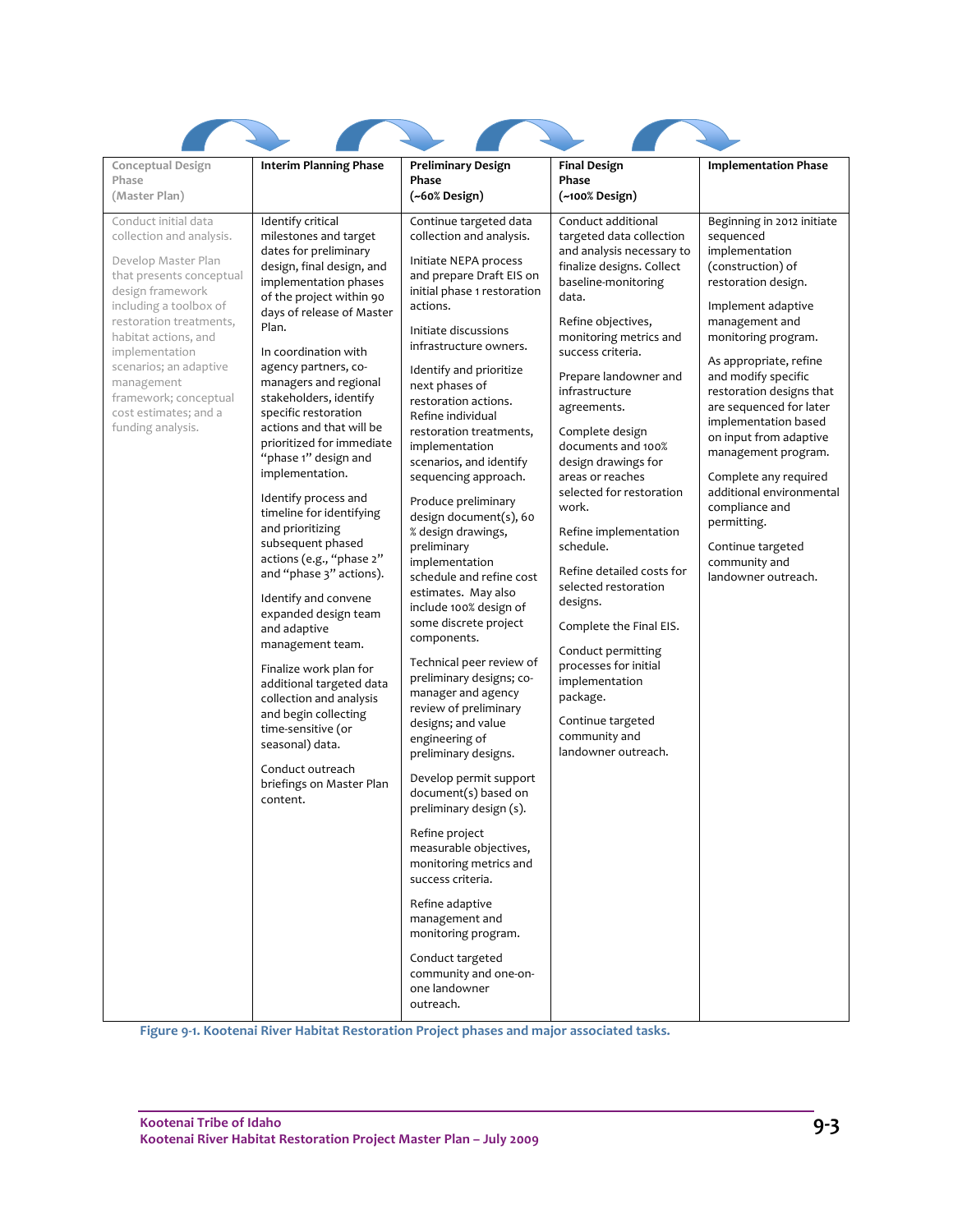| Conceptual Design Phase (Master Plan) | Interim Planning Phase | Preliminary Design Phase (~60% Design) | Final Design Phase (~100% Design) | Implementation Phase |
|---|---|---|---|---|
| Conduct initial data collection and analysis.<br><br>Develop Master Plan that presents conceptual design framework including a toolbox of restoration treatments, habitat actions, and implementation scenarios; an adaptive management framework; conceptual cost estimates; and a funding analysis. | Identify critical milestones and target dates for preliminary design, final design, and implementation phases of the project within 90 days of release of Master Plan.<br><br>In coordination with agency partners, co-managers and regional stakeholders, identify specific restoration actions and that will be prioritized for immediate "phase 1" design and implementation.<br><br>Identify process and timeline for identifying and prioritizing subsequent phased actions (e.g., "phase 2" and "phase 3" actions).<br><br>Identify and convene expanded design team and adaptive management team.<br><br>Finalize work plan for additional targeted data collection and analysis and begin collecting time-sensitive (or seasonal) data.<br><br>Conduct outreach briefings on Master Plan content. | Continue targeted data collection and analysis.<br><br>Initiate NEPA process and prepare Draft EIS on initial phase 1 restoration actions.<br><br>Initiate discussions infrastructure owners.<br><br>Identify and prioritize next phases of restoration actions. Refine individual restoration treatments, implementation scenarios, and identify sequencing approach.<br><br>Produce preliminary design document(s), 60 % design drawings, preliminary implementation schedule and refine cost estimates. May also include 100% design of some discrete project components.<br><br>Technical peer review of preliminary designs; co-manager and agency review of preliminary designs; and value engineering of preliminary designs.<br><br>Develop permit support document(s) based on preliminary design (s).<br><br>Refine project measurable objectives, monitoring metrics and success criteria.<br><br>Refine adaptive management and monitoring program.<br><br>Conduct targeted community and one-on-one landowner outreach. | Conduct additional targeted data collection and analysis necessary to finalize designs. Collect baseline-monitoring data.<br><br>Refine objectives, monitoring metrics and success criteria.<br><br>Prepare landowner and infrastructure agreements.<br><br>Complete design documents and 100% design drawings for areas or reaches selected for restoration work.<br><br>Refine implementation schedule.<br><br>Refine detailed costs for selected restoration designs.<br><br>Complete the Final EIS.<br><br>Conduct permitting processes for initial implementation package.<br><br>Continue targeted community and landowner outreach. | Beginning in 2012 initiate sequenced implementation (construction) of restoration design.<br><br>Implement adaptive management and monitoring program.<br><br>As appropriate, refine and modify specific restoration designs that are sequenced for later implementation based on input from adaptive management program.<br><br>Complete any required additional environmental compliance and permitting.<br><br>Continue targeted community and landowner outreach. |

**Figure 9-1. Kootenai River Habitat Restoration Project phases and major associated tasks.**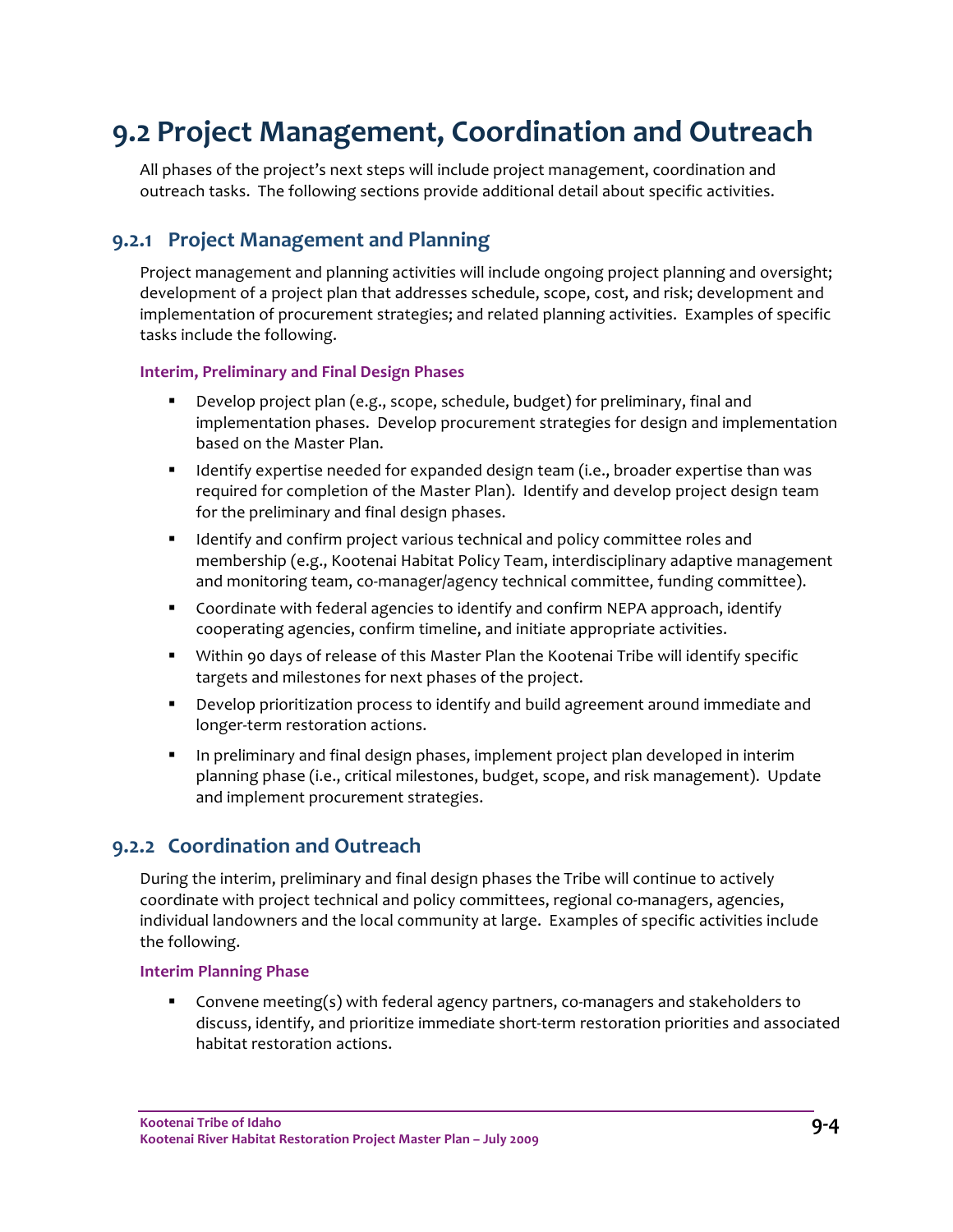# 9.2 Project Management, Coordination and Outreach

All phases of the project's next steps will include project management, coordination and outreach tasks. The following sections provide additional detail about specific activities.

## 9.2.1 Project Management and Planning

Project management and planning activities will include ongoing project planning and oversight; development of a project plan that addresses schedule, scope, cost, and risk; development and implementation of procurement strategies; and related planning activities. Examples of specific tasks include the following.

#### Interim, Preliminary and Final Design Phases

- Develop project plan (e.g., scope, schedule, budget) for preliminary, final and implementation phases. Develop procurement strategies for design and implementation based on the Master Plan.
- Identify expertise needed for expanded design team (i.e., broader expertise than was required for completion of the Master Plan). Identify and develop project design team for the preliminary and final design phases.
- Identify and confirm project various technical and policy committee roles and membership (e.g., Kootenai Habitat Policy Team, interdisciplinary adaptive management and monitoring team, co-manager/agency technical committee, funding committee).
- Coordinate with federal agencies to identify and confirm NEPA approach, identify cooperating agencies, confirm timeline, and initiate appropriate activities.
- Within 90 days of release of this Master Plan the Kootenai Tribe will identify specific targets and milestones for next phases of the project.
- Develop prioritization process to identify and build agreement around immediate and longer-term restoration actions.
- In preliminary and final design phases, implement project plan developed in interim planning phase (i.e., critical milestones, budget, scope, and risk management). Update and implement procurement strategies.

## 9.2.2 Coordination and Outreach

During the interim, preliminary and final design phases the Tribe will continue to actively coordinate with project technical and policy committees, regional co-managers, agencies, individual landowners and the local community at large. Examples of specific activities include the following.

#### Interim Planning Phase

- Convene meeting(s) with federal agency partners, co-managers and stakeholders to discuss, identify, and prioritize immediate short-term restoration priorities and associated habitat restoration actions.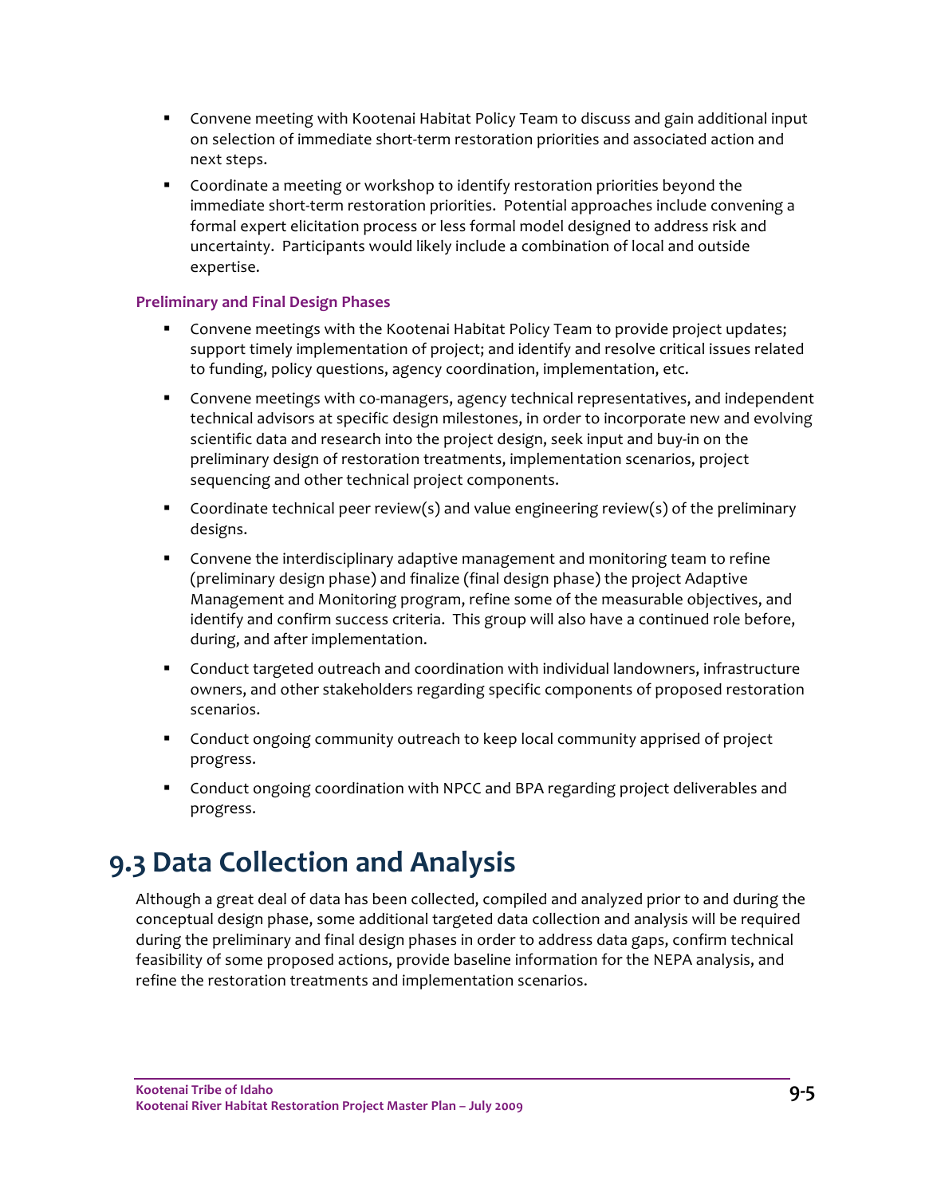- Convene meeting with Kootenai Habitat Policy Team to discuss and gain additional input on selection of immediate short-term restoration priorities and associated action and next steps.
- Coordinate a meeting or workshop to identify restoration priorities beyond the immediate short-term restoration priorities. Potential approaches include convening a formal expert elicitation process or less formal model designed to address risk and uncertainty. Participants would likely include a combination of local and outside expertise.

### Preliminary and Final Design Phases

- Convene meetings with the Kootenai Habitat Policy Team to provide project updates; support timely implementation of project; and identify and resolve critical issues related to funding, policy questions, agency coordination, implementation, etc.
- Convene meetings with co-managers, agency technical representatives, and independent technical advisors at specific design milestones, in order to incorporate new and evolving scientific data and research into the project design, seek input and buy-in on the preliminary design of restoration treatments, implementation scenarios, project sequencing and other technical project components.
- Coordinate technical peer review(s) and value engineering review(s) of the preliminary designs.
- Convene the interdisciplinary adaptive management and monitoring team to refine (preliminary design phase) and finalize (final design phase) the project Adaptive Management and Monitoring program, refine some of the measurable objectives, and identify and confirm success criteria. This group will also have a continued role before, during, and after implementation.
- Conduct targeted outreach and coordination with individual landowners, infrastructure owners, and other stakeholders regarding specific components of proposed restoration scenarios.
- Conduct ongoing community outreach to keep local community apprised of project progress.
- Conduct ongoing coordination with NPCC and BPA regarding project deliverables and progress.

## 9.3 Data Collection and Analysis

Although a great deal of data has been collected, compiled and analyzed prior to and during the conceptual design phase, some additional targeted data collection and analysis will be required during the preliminary and final design phases in order to address data gaps, confirm technical feasibility of some proposed actions, provide baseline information for the NEPA analysis, and refine the restoration treatments and implementation scenarios.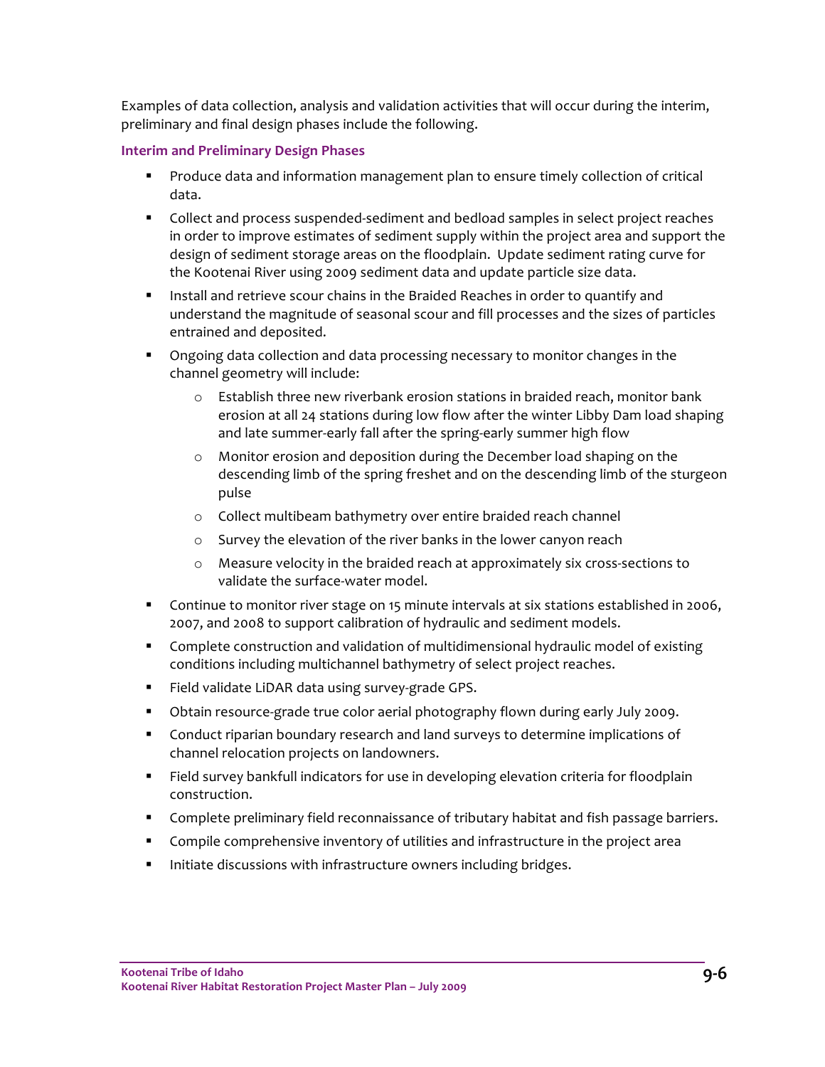Examples of data collection, analysis and validation activities that will occur during the interim, preliminary and final design phases include the following.

### Interim and Preliminary Design Phases

- Produce data and information management plan to ensure timely collection of critical data.
- Collect and process suspended-sediment and bedload samples in select project reaches in order to improve estimates of sediment supply within the project area and support the design of sediment storage areas on the floodplain. Update sediment rating curve for the Kootenai River using 2009 sediment data and update particle size data.
- Install and retrieve scour chains in the Braided Reaches in order to quantify and understand the magnitude of seasonal scour and fill processes and the sizes of particles entrained and deposited.
- Ongoing data collection and data processing necessary to monitor changes in the channel geometry will include:
  - Establish three new riverbank erosion stations in braided reach, monitor bank erosion at all 24 stations during low flow after the winter Libby Dam load shaping and late summer-early fall after the spring-early summer high flow
  - Monitor erosion and deposition during the December load shaping on the descending limb of the spring freshet and on the descending limb of the sturgeon pulse
  - Collect multibeam bathymetry over entire braided reach channel
  - Survey the elevation of the river banks in the lower canyon reach
  - Measure velocity in the braided reach at approximately six cross-sections to validate the surface-water model.
- Continue to monitor river stage on 15 minute intervals at six stations established in 2006, 2007, and 2008 to support calibration of hydraulic and sediment models.
- Complete construction and validation of multidimensional hydraulic model of existing conditions including multichannel bathymetry of select project reaches.
- Field validate LiDAR data using survey-grade GPS.
- Obtain resource-grade true color aerial photography flown during early July 2009.
- Conduct riparian boundary research and land surveys to determine implications of channel relocation projects on landowners.
- Field survey bankfull indicators for use in developing elevation criteria for floodplain construction.
- Complete preliminary field reconnaissance of tributary habitat and fish passage barriers.
- Compile comprehensive inventory of utilities and infrastructure in the project area
- Initiate discussions with infrastructure owners including bridges.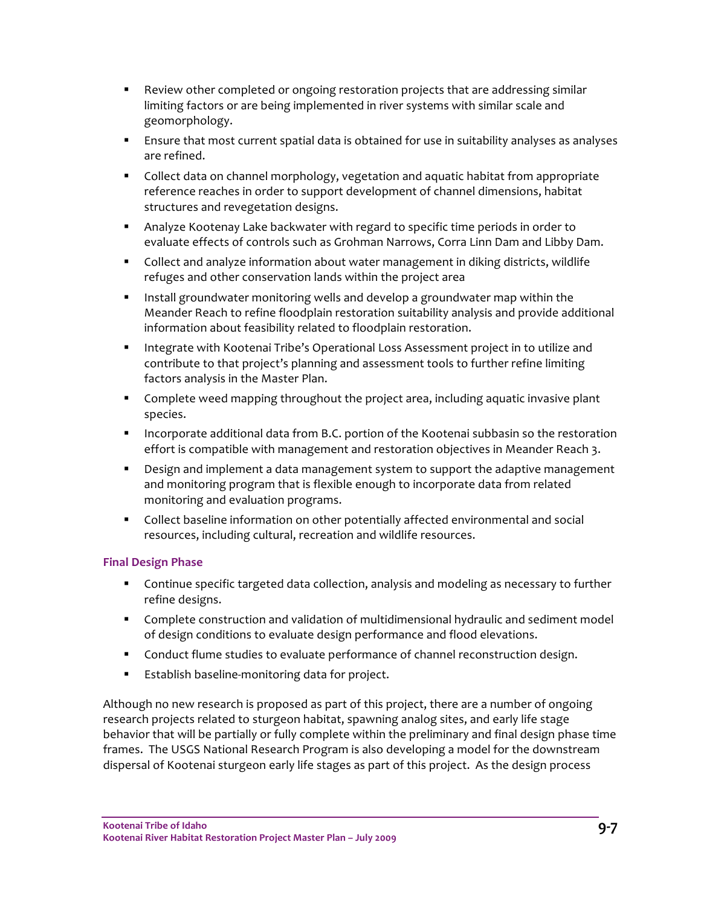- Review other completed or ongoing restoration projects that are addressing similar limiting factors or are being implemented in river systems with similar scale and geomorphology.
- Ensure that most current spatial data is obtained for use in suitability analyses as analyses are refined.
- Collect data on channel morphology, vegetation and aquatic habitat from appropriate reference reaches in order to support development of channel dimensions, habitat structures and revegetation designs.
- Analyze Kootenay Lake backwater with regard to specific time periods in order to evaluate effects of controls such as Grohman Narrows, Corra Linn Dam and Libby Dam.
- Collect and analyze information about water management in diking districts, wildlife refuges and other conservation lands within the project area
- Install groundwater monitoring wells and develop a groundwater map within the Meander Reach to refine floodplain restoration suitability analysis and provide additional information about feasibility related to floodplain restoration.
- Integrate with Kootenai Tribe's Operational Loss Assessment project in to utilize and contribute to that project's planning and assessment tools to further refine limiting factors analysis in the Master Plan.
- Complete weed mapping throughout the project area, including aquatic invasive plant species.
- Incorporate additional data from B.C. portion of the Kootenai subbasin so the restoration effort is compatible with management and restoration objectives in Meander Reach 3.
- Design and implement a data management system to support the adaptive management and monitoring program that is flexible enough to incorporate data from related monitoring and evaluation programs.
- Collect baseline information on other potentially affected environmental and social resources, including cultural, recreation and wildlife resources.

#### Final Design Phase

- Continue specific targeted data collection, analysis and modeling as necessary to further refine designs.
- Complete construction and validation of multidimensional hydraulic and sediment model of design conditions to evaluate design performance and flood elevations.
- Conduct flume studies to evaluate performance of channel reconstruction design.
- Establish baseline-monitoring data for project.

Although no new research is proposed as part of this project, there are a number of ongoing research projects related to sturgeon habitat, spawning analog sites, and early life stage behavior that will be partially or fully complete within the preliminary and final design phase time frames. The USGS National Research Program is also developing a model for the downstream dispersal of Kootenai sturgeon early life stages as part of this project. As the design process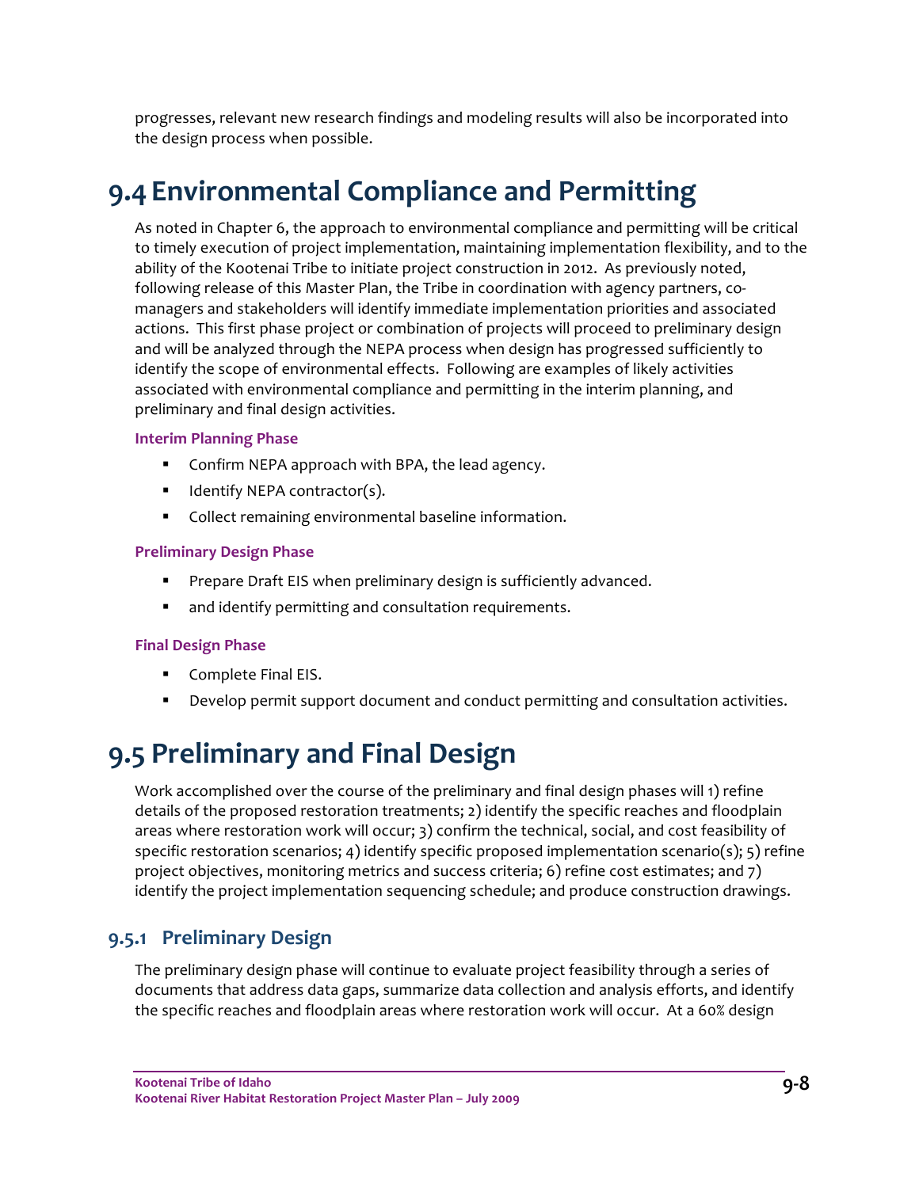progresses, relevant new research findings and modeling results will also be incorporated into the design process when possible.

# 9.4 Environmental Compliance and Permitting

As noted in Chapter 6, the approach to environmental compliance and permitting will be critical to timely execution of project implementation, maintaining implementation flexibility, and to the ability of the Kootenai Tribe to initiate project construction in 2012. As previously noted, following release of this Master Plan, the Tribe in coordination with agency partners, co-managers and stakeholders will identify immediate implementation priorities and associated actions. This first phase project or combination of projects will proceed to preliminary design and will be analyzed through the NEPA process when design has progressed sufficiently to identify the scope of environmental effects. Following are examples of likely activities associated with environmental compliance and permitting in the interim planning, and preliminary and final design activities.

**Interim Planning Phase**

- Confirm NEPA approach with BPA, the lead agency.
- Identify NEPA contractor(s).
- Collect remaining environmental baseline information.

**Preliminary Design Phase**

- Prepare Draft EIS when preliminary design is sufficiently advanced.
- and identify permitting and consultation requirements.

**Final Design Phase**

- Complete Final EIS.
- Develop permit support document and conduct permitting and consultation activities.

# 9.5 Preliminary and Final Design

Work accomplished over the course of the preliminary and final design phases will 1) refine details of the proposed restoration treatments; 2) identify the specific reaches and floodplain areas where restoration work will occur; 3) confirm the technical, social, and cost feasibility of specific restoration scenarios; 4) identify specific proposed implementation scenario(s); 5) refine project objectives, monitoring metrics and success criteria; 6) refine cost estimates; and 7) identify the project implementation sequencing schedule; and produce construction drawings.

## 9.5.1 Preliminary Design

The preliminary design phase will continue to evaluate project feasibility through a series of documents that address data gaps, summarize data collection and analysis efforts, and identify the specific reaches and floodplain areas where restoration work will occur. At a 60% design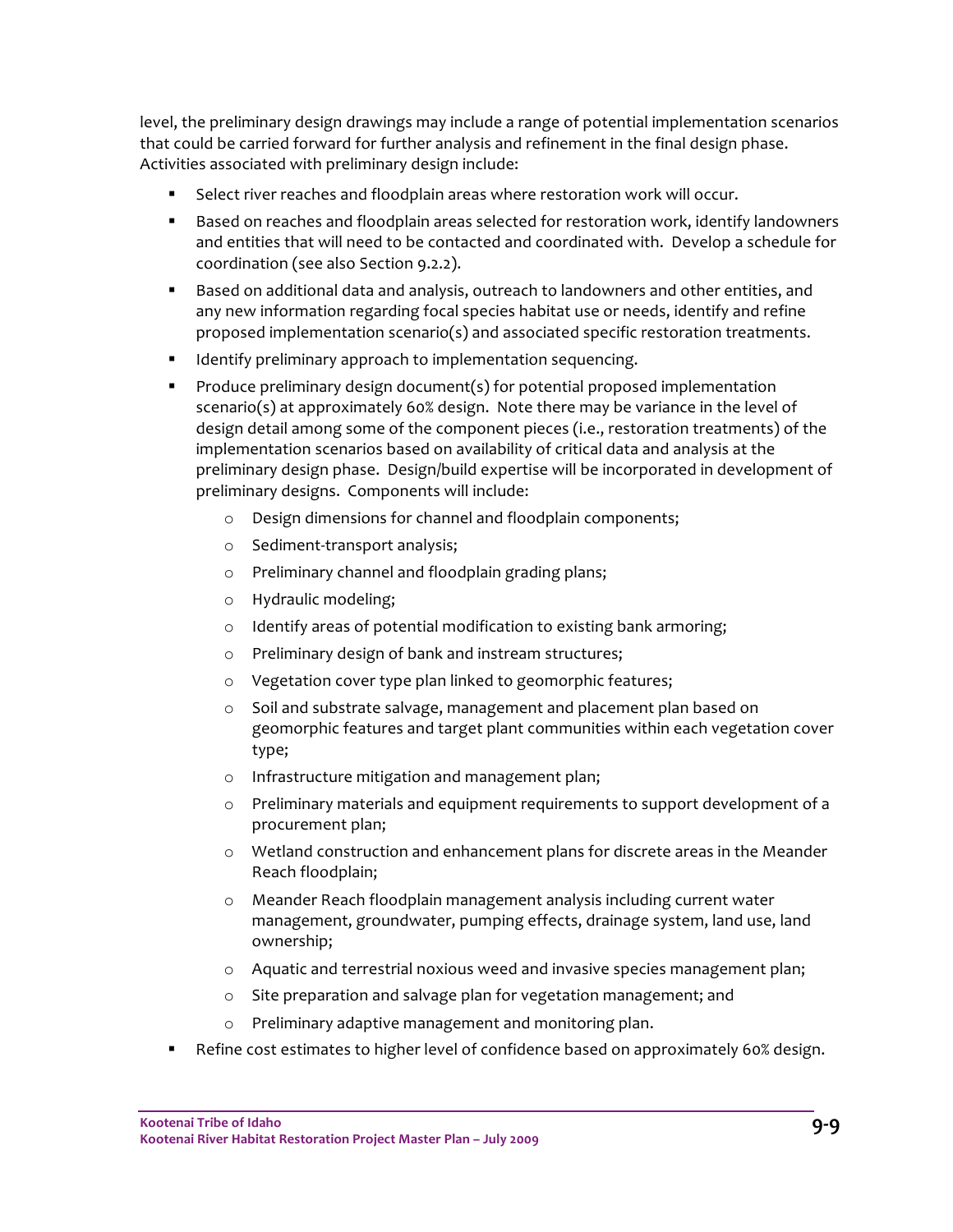level, the preliminary design drawings may include a range of potential implementation scenarios that could be carried forward for further analysis and refinement in the final design phase. Activities associated with preliminary design include:

- Select river reaches and floodplain areas where restoration work will occur.
- Based on reaches and floodplain areas selected for restoration work, identify landowners and entities that will need to be contacted and coordinated with. Develop a schedule for coordination (see also Section 9.2.2).
- Based on additional data and analysis, outreach to landowners and other entities, and any new information regarding focal species habitat use or needs, identify and refine proposed implementation scenario(s) and associated specific restoration treatments.
- Identify preliminary approach to implementation sequencing.
- Produce preliminary design document(s) for potential proposed implementation scenario(s) at approximately 60% design. Note there may be variance in the level of design detail among some of the component pieces (i.e., restoration treatments) of the implementation scenarios based on availability of critical data and analysis at the preliminary design phase. Design/build expertise will be incorporated in development of preliminary designs. Components will include:
  - Design dimensions for channel and floodplain components;
  - Sediment-transport analysis;
  - Preliminary channel and floodplain grading plans;
  - Hydraulic modeling;
  - Identify areas of potential modification to existing bank armoring;
  - Preliminary design of bank and instream structures;
  - Vegetation cover type plan linked to geomorphic features;
  - Soil and substrate salvage, management and placement plan based on geomorphic features and target plant communities within each vegetation cover type;
  - Infrastructure mitigation and management plan;
  - Preliminary materials and equipment requirements to support development of a procurement plan;
  - Wetland construction and enhancement plans for discrete areas in the Meander Reach floodplain;
  - Meander Reach floodplain management analysis including current water management, groundwater, pumping effects, drainage system, land use, land ownership;
  - Aquatic and terrestrial noxious weed and invasive species management plan;
  - Site preparation and salvage plan for vegetation management; and
  - Preliminary adaptive management and monitoring plan.
- Refine cost estimates to higher level of confidence based on approximately 60% design.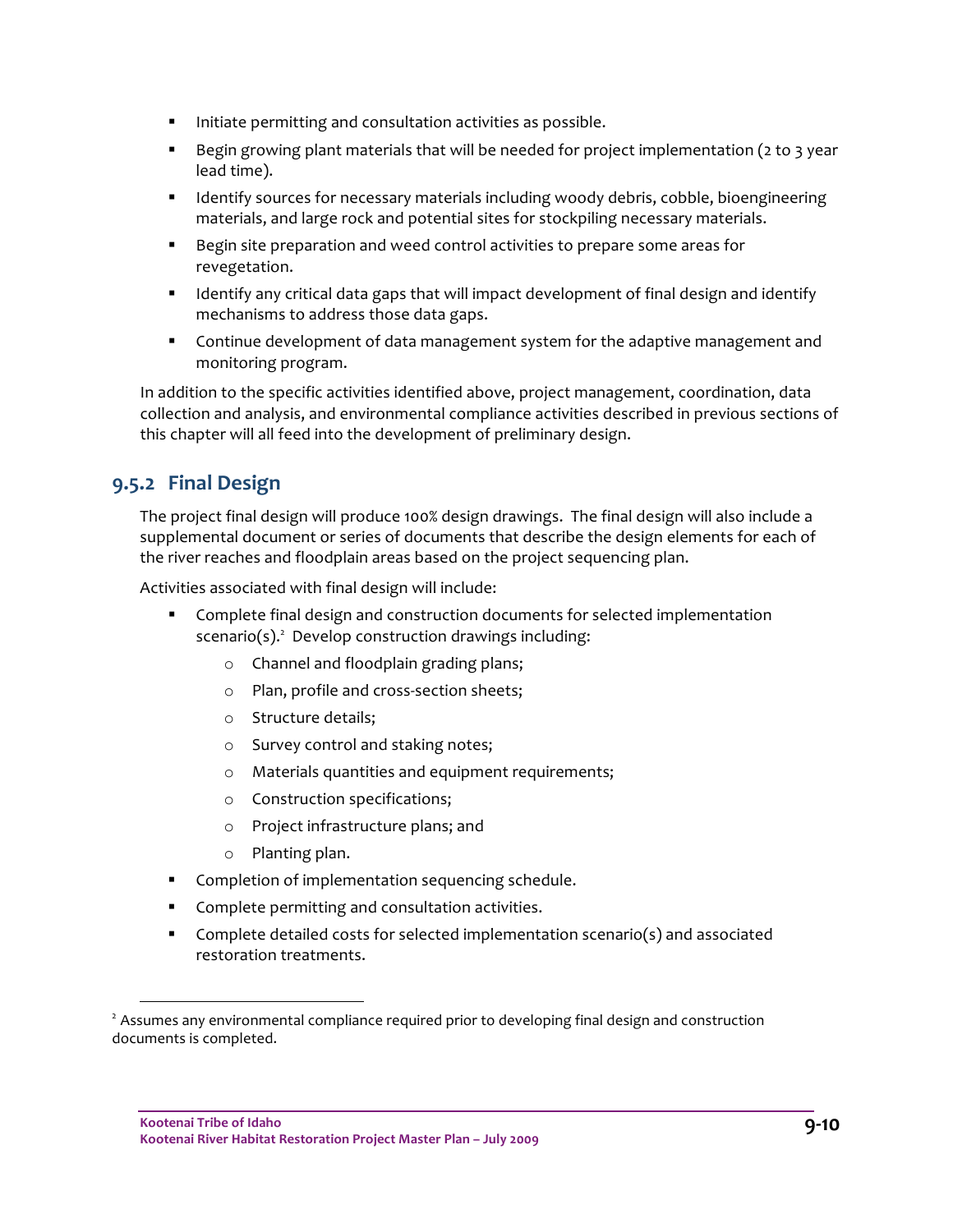- Initiate permitting and consultation activities as possible.
- Begin growing plant materials that will be needed for project implementation (2 to 3 year lead time).
- Identify sources for necessary materials including woody debris, cobble, bioengineering materials, and large rock and potential sites for stockpiling necessary materials.
- Begin site preparation and weed control activities to prepare some areas for revegetation.
- Identify any critical data gaps that will impact development of final design and identify mechanisms to address those data gaps.
- Continue development of data management system for the adaptive management and monitoring program.

In addition to the specific activities identified above, project management, coordination, data collection and analysis, and environmental compliance activities described in previous sections of this chapter will all feed into the development of preliminary design.

### 9.5.2 Final Design

The project final design will produce 100% design drawings. The final design will also include a supplemental document or series of documents that describe the design elements for each of the river reaches and floodplain areas based on the project sequencing plan.

Activities associated with final design will include:

- Complete final design and construction documents for selected implementation scenario(s).[2] Develop construction drawings including:
  - Channel and floodplain grading plans;
  - Plan, profile and cross-section sheets;
  - Structure details;
  - Survey control and staking notes;
  - Materials quantities and equipment requirements;
  - Construction specifications;
  - Project infrastructure plans; and
  - Planting plan.
- Completion of implementation sequencing schedule.
- Complete permitting and consultation activities.
- Complete detailed costs for selected implementation scenario(s) and associated restoration treatments.

[2] Assumes any environmental compliance required prior to developing final design and construction documents is completed.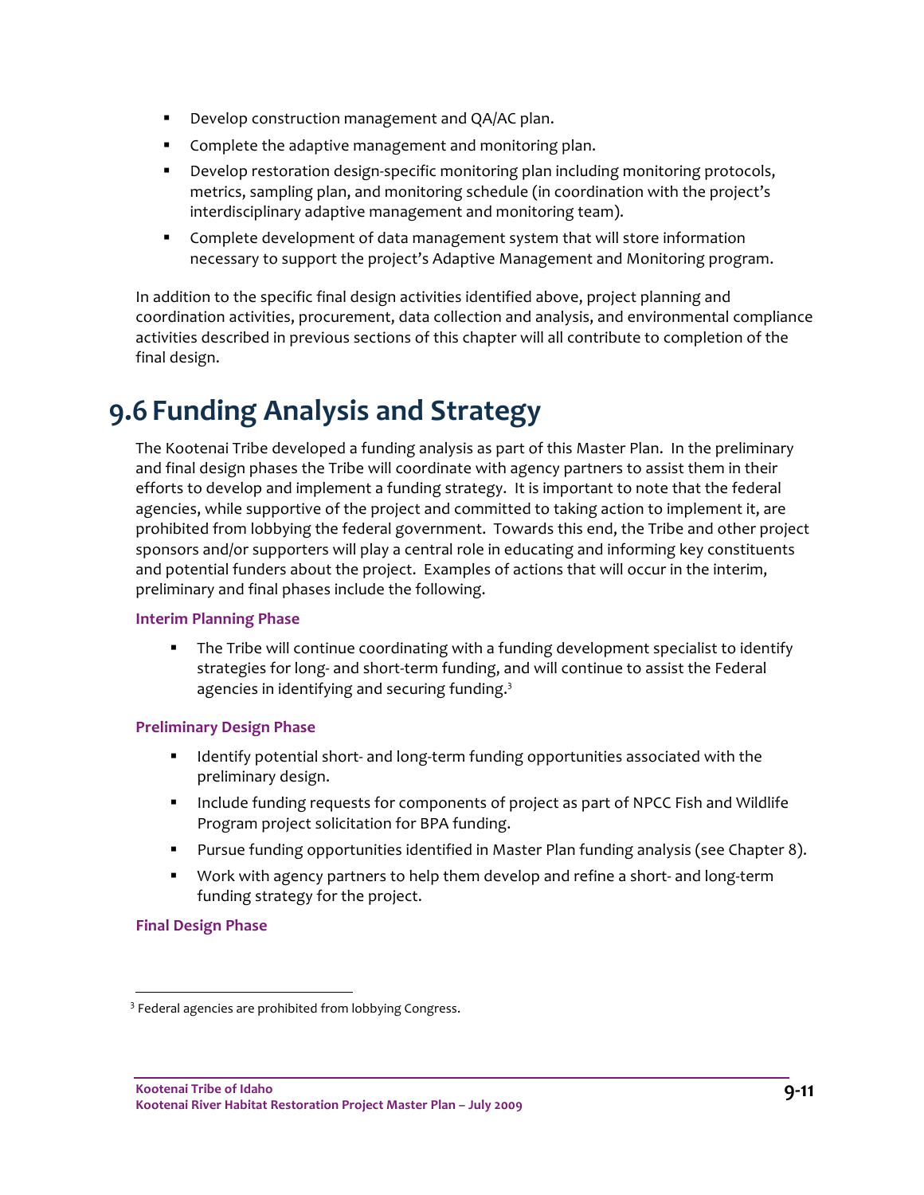- Develop construction management and QA/AC plan.
- Complete the adaptive management and monitoring plan.
- Develop restoration design-specific monitoring plan including monitoring protocols, metrics, sampling plan, and monitoring schedule (in coordination with the project's interdisciplinary adaptive management and monitoring team).
- Complete development of data management system that will store information necessary to support the project's Adaptive Management and Monitoring program.

In addition to the specific final design activities identified above, project planning and coordination activities, procurement, data collection and analysis, and environmental compliance activities described in previous sections of this chapter will all contribute to completion of the final design.

# 9.6 Funding Analysis and Strategy

The Kootenai Tribe developed a funding analysis as part of this Master Plan. In the preliminary and final design phases the Tribe will coordinate with agency partners to assist them in their efforts to develop and implement a funding strategy. It is important to note that the federal agencies, while supportive of the project and committed to taking action to implement it, are prohibited from lobbying the federal government. Towards this end, the Tribe and other project sponsors and/or supporters will play a central role in educating and informing key constituents and potential funders about the project. Examples of actions that will occur in the interim, preliminary and final phases include the following.

### Interim Planning Phase

- The Tribe will continue coordinating with a funding development specialist to identify strategies for long- and short-term funding, and will continue to assist the Federal agencies in identifying and securing funding.[3]

### Preliminary Design Phase

- Identify potential short- and long-term funding opportunities associated with the preliminary design.
- Include funding requests for components of project as part of NPCC Fish and Wildlife Program project solicitation for BPA funding.
- Pursue funding opportunities identified in Master Plan funding analysis (see Chapter 8).
- Work with agency partners to help them develop and refine a short- and long-term funding strategy for the project.

### Final Design Phase

[3] Federal agencies are prohibited from lobbying Congress.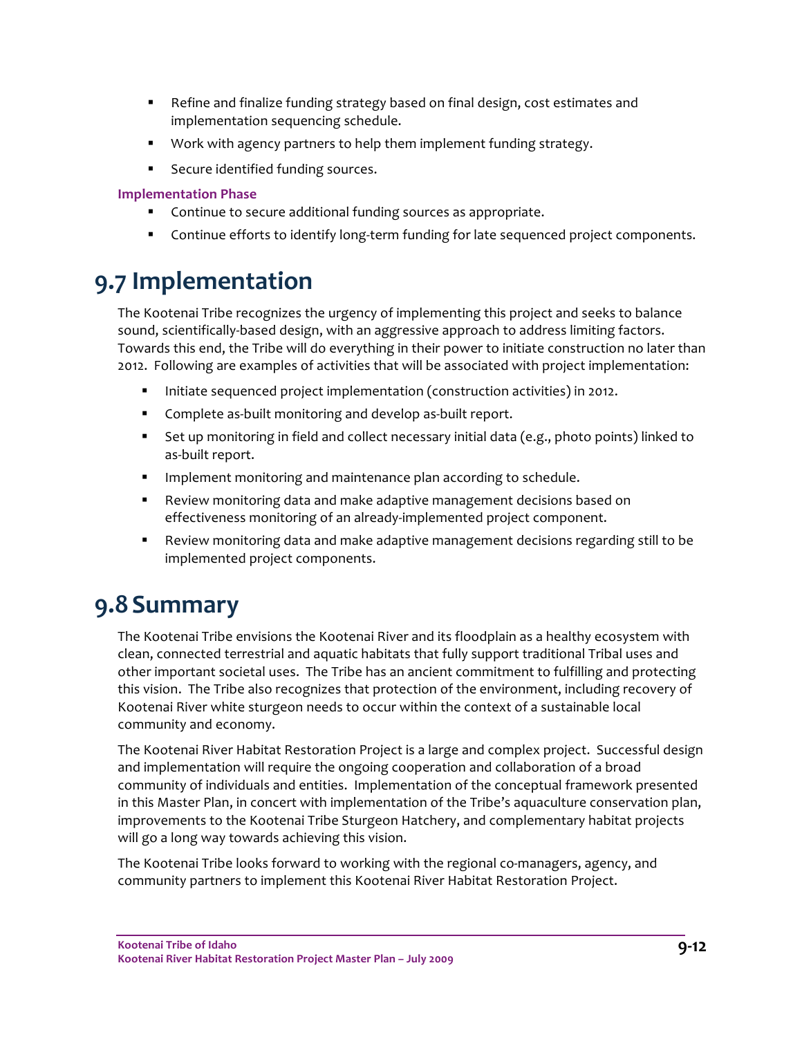- Refine and finalize funding strategy based on final design, cost estimates and implementation sequencing schedule.
- Work with agency partners to help them implement funding strategy.
- Secure identified funding sources.

**Implementation Phase**

- Continue to secure additional funding sources as appropriate.
- Continue efforts to identify long-term funding for late sequenced project components.

# 9.7 Implementation

The Kootenai Tribe recognizes the urgency of implementing this project and seeks to balance sound, scientifically-based design, with an aggressive approach to address limiting factors. Towards this end, the Tribe will do everything in their power to initiate construction no later than 2012. Following are examples of activities that will be associated with project implementation:

- Initiate sequenced project implementation (construction activities) in 2012.
- Complete as-built monitoring and develop as-built report.
- Set up monitoring in field and collect necessary initial data (e.g., photo points) linked to as-built report.
- Implement monitoring and maintenance plan according to schedule.
- Review monitoring data and make adaptive management decisions based on effectiveness monitoring of an already-implemented project component.
- Review monitoring data and make adaptive management decisions regarding still to be implemented project components.

# 9.8 Summary

The Kootenai Tribe envisions the Kootenai River and its floodplain as a healthy ecosystem with clean, connected terrestrial and aquatic habitats that fully support traditional Tribal uses and other important societal uses. The Tribe has an ancient commitment to fulfilling and protecting this vision. The Tribe also recognizes that protection of the environment, including recovery of Kootenai River white sturgeon needs to occur within the context of a sustainable local community and economy.

The Kootenai River Habitat Restoration Project is a large and complex project. Successful design and implementation will require the ongoing cooperation and collaboration of a broad community of individuals and entities. Implementation of the conceptual framework presented in this Master Plan, in concert with implementation of the Tribe's aquaculture conservation plan, improvements to the Kootenai Tribe Sturgeon Hatchery, and complementary habitat projects will go a long way towards achieving this vision.

The Kootenai Tribe looks forward to working with the regional co-managers, agency, and community partners to implement this Kootenai River Habitat Restoration Project.